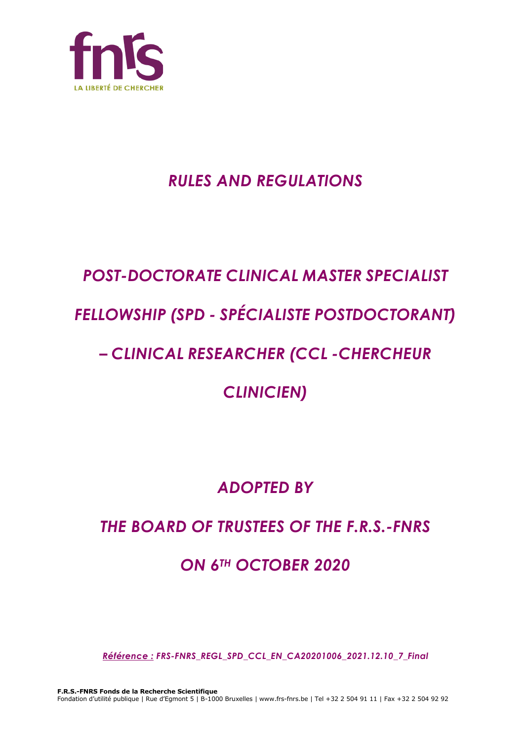fnrs

LA LIBERTÉ DE CHERCHER

# *RULES AND REGULATIONS*

# *POST-DOCTORATE CLINICAL MASTER SPECIALIST FELLOWSHIP (SPD - SPÉCIALISTE POSTDOCTORANT) – CLINICAL RESEARCHER (CCL -CHERCHEUR CLINICIEN)*

## *ADOPTED BY*

## *THE BOARD OF TRUSTEES OF THE F.R.S.-FNRS*

## *ON 6TH OCTOBER 2020*

*Référence : FRS-FNRS_REGL_SPD_CCL_EN_CA20201006_2021.12.10_7_Final*

**F.R.S.-FNRS Fonds de la Recherche Scientifique**
Fondation d'utilité publique | Rue d'Egmont 5 | B-1000 Bruxelles | www.frs-fnrs.be | Tel +32 2 504 91 11 | Fax +32 2 504 92 92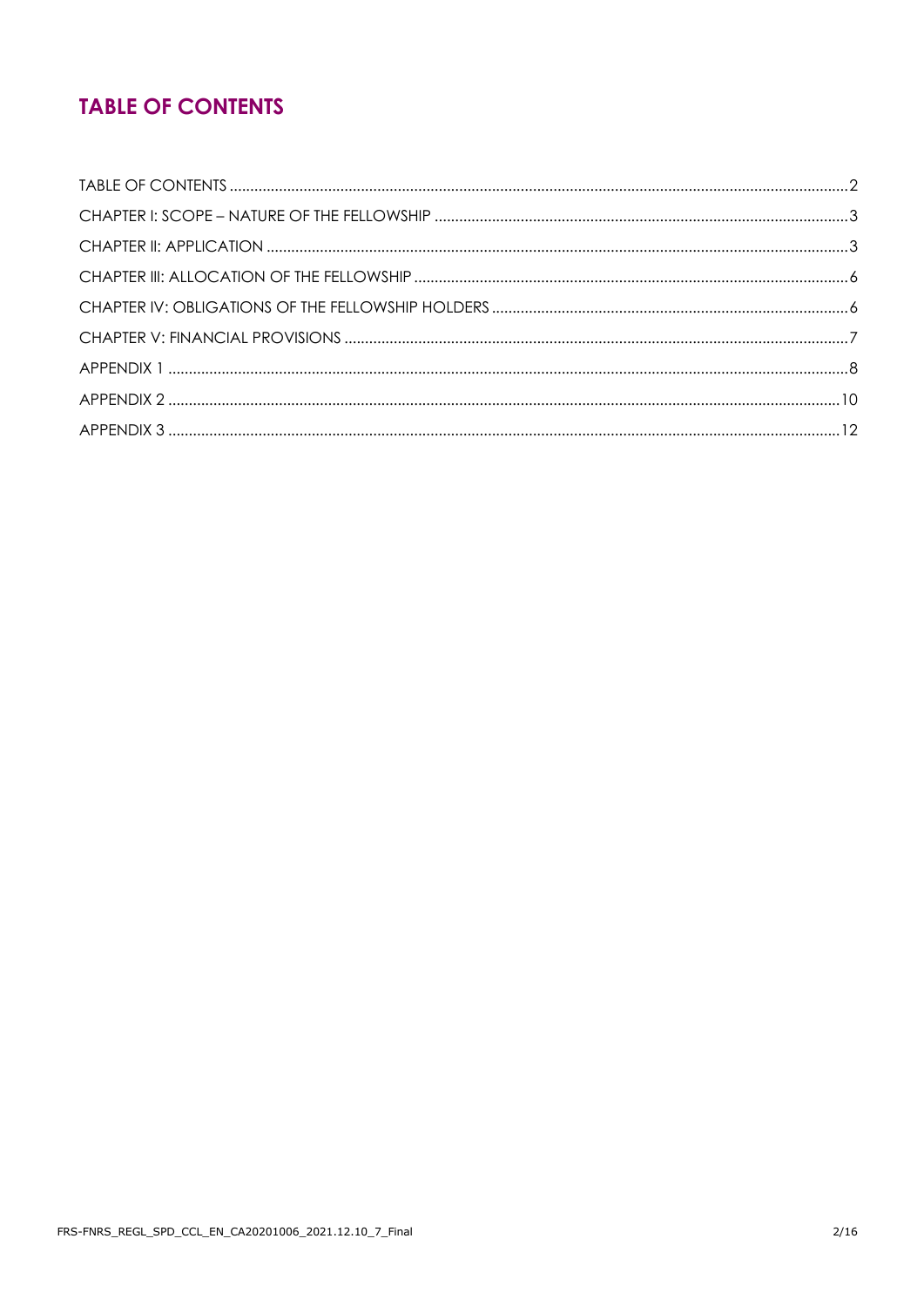# TABLE OF CONTENTS

TABLE OF CONTENTS ..... 2
CHAPTER I: SCOPE – NATURE OF THE FELLOWSHIP ..... 3
CHAPTER II: APPLICATION ..... 3
CHAPTER III: ALLOCATION OF THE FELLOWSHIP ..... 6
CHAPTER IV: OBLIGATIONS OF THE FELLOWSHIP HOLDERS ..... 6
CHAPTER V: FINANCIAL PROVISIONS ..... 7
APPENDIX 1 ..... 8
APPENDIX 2 ..... 10
APPENDIX 3 ..... 12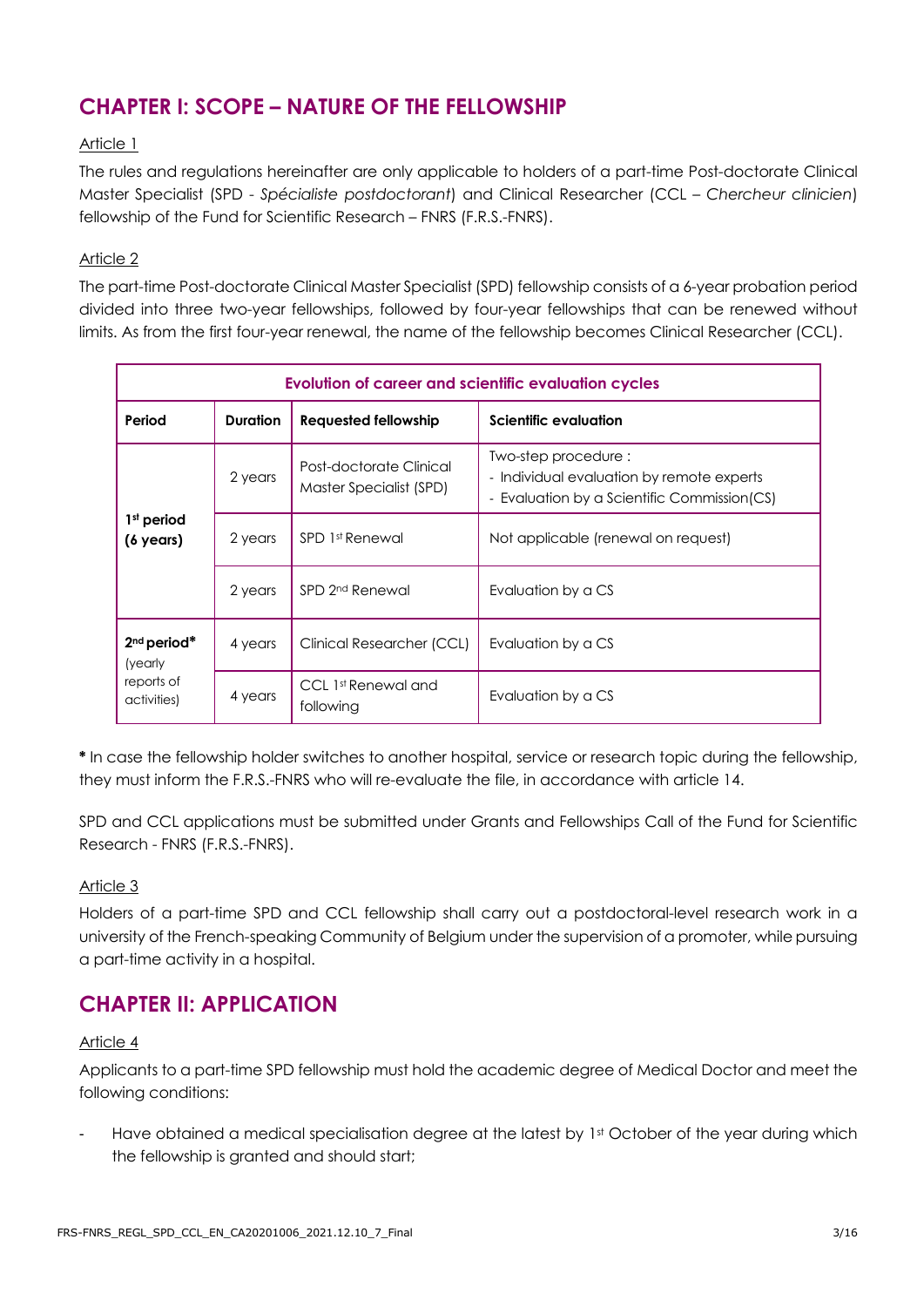## CHAPTER I: SCOPE – NATURE OF THE FELLOWSHIP

Article 1

The rules and regulations hereinafter are only applicable to holders of a part-time Post-doctorate Clinical Master Specialist (SPD - *Spécialiste postdoctorant*) and Clinical Researcher (CCL – *Chercheur clinicien*) fellowship of the Fund for Scientific Research – FNRS (F.R.S.-FNRS).

Article 2

The part-time Post-doctorate Clinical Master Specialist (SPD) fellowship consists of a 6-year probation period divided into three two-year fellowships, followed by four-year fellowships that can be renewed without limits. As from the first four-year renewal, the name of the fellowship becomes Clinical Researcher (CCL).

| Evolution of career and scientific evaluation cycles | | | |
|---|---|---|---|
| **Period** | **Duration** | **Requested fellowship** | **Scientific evaluation** |
| **1st period (6 years)** | 2 years | Post-doctorate Clinical Master Specialist (SPD) | Two-step procedure :<br>- Individual evaluation by remote experts<br>- Evaluation by a Scientific Commission(CS) |
| | 2 years | SPD 1st Renewal | Not applicable (renewal on request) |
| | 2 years | SPD 2nd Renewal | Evaluation by a CS |
| **2nd period*** (yearly reports of activities) | 4 years | Clinical Researcher (CCL) | Evaluation by a CS |
| | 4 years | CCL 1st Renewal and following | Evaluation by a CS |

**\*** In case the fellowship holder switches to another hospital, service or research topic during the fellowship, they must inform the F.R.S.-FNRS who will re-evaluate the file, in accordance with article 14.

SPD and CCL applications must be submitted under Grants and Fellowships Call of the Fund for Scientific Research - FNRS (F.R.S.-FNRS).

Article 3

Holders of a part-time SPD and CCL fellowship shall carry out a postdoctoral-level research work in a university of the French-speaking Community of Belgium under the supervision of a promoter, while pursuing a part-time activity in a hospital.

## CHAPTER II: APPLICATION

Article 4

Applicants to a part-time SPD fellowship must hold the academic degree of Medical Doctor and meet the following conditions:

- Have obtained a medical specialisation degree at the latest by 1st October of the year during which the fellowship is granted and should start;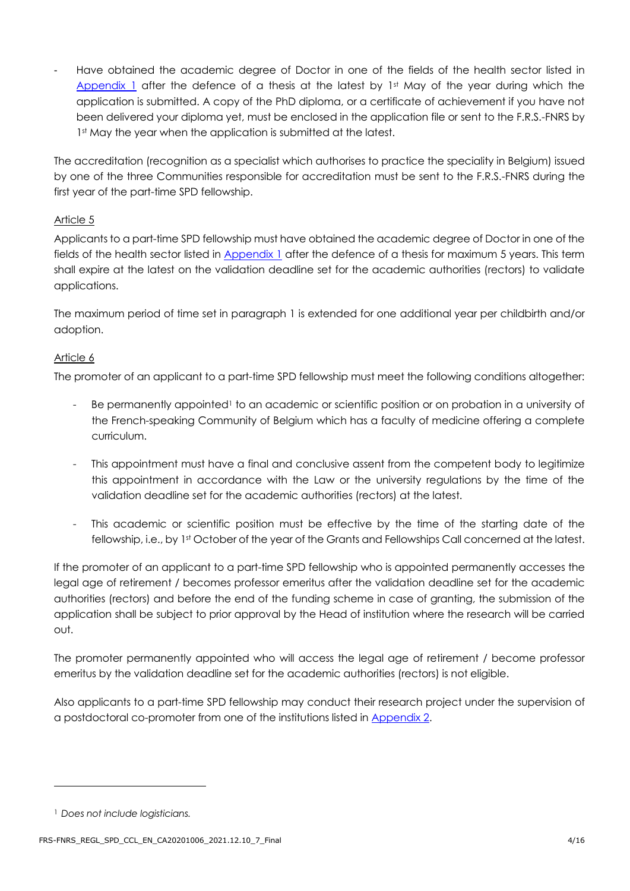- Have obtained the academic degree of Doctor in one of the fields of the health sector listed in Appendix 1 after the defence of a thesis at the latest by 1st May of the year during which the application is submitted. A copy of the PhD diploma, or a certificate of achievement if you have not been delivered your diploma yet, must be enclosed in the application file or sent to the F.R.S.-FNRS by 1st May the year when the application is submitted at the latest.

The accreditation (recognition as a specialist which authorises to practice the speciality in Belgium) issued by one of the three Communities responsible for accreditation must be sent to the F.R.S.-FNRS during the first year of the part-time SPD fellowship.

## Article 5

Applicants to a part-time SPD fellowship must have obtained the academic degree of Doctor in one of the fields of the health sector listed in Appendix 1 after the defence of a thesis for maximum 5 years. This term shall expire at the latest on the validation deadline set for the academic authorities (rectors) to validate applications.

The maximum period of time set in paragraph 1 is extended for one additional year per childbirth and/or adoption.

## Article 6

The promoter of an applicant to a part-time SPD fellowship must meet the following conditions altogether:

- Be permanently appointed[1] to an academic or scientific position or on probation in a university of the French-speaking Community of Belgium which has a faculty of medicine offering a complete curriculum.
- This appointment must have a final and conclusive assent from the competent body to legitimize this appointment in accordance with the Law or the university regulations by the time of the validation deadline set for the academic authorities (rectors) at the latest.
- This academic or scientific position must be effective by the time of the starting date of the fellowship, i.e., by 1st October of the year of the Grants and Fellowships Call concerned at the latest.

If the promoter of an applicant to a part-time SPD fellowship who is appointed permanently accesses the legal age of retirement / becomes professor emeritus after the validation deadline set for the academic authorities (rectors) and before the end of the funding scheme in case of granting, the submission of the application shall be subject to prior approval by the Head of institution where the research will be carried out.

The promoter permanently appointed who will access the legal age of retirement / become professor emeritus by the validation deadline set for the academic authorities (rectors) is not eligible.

Also applicants to a part-time SPD fellowship may conduct their research project under the supervision of a postdoctoral co-promoter from one of the institutions listed in Appendix 2.

[1] *Does not include logisticians.*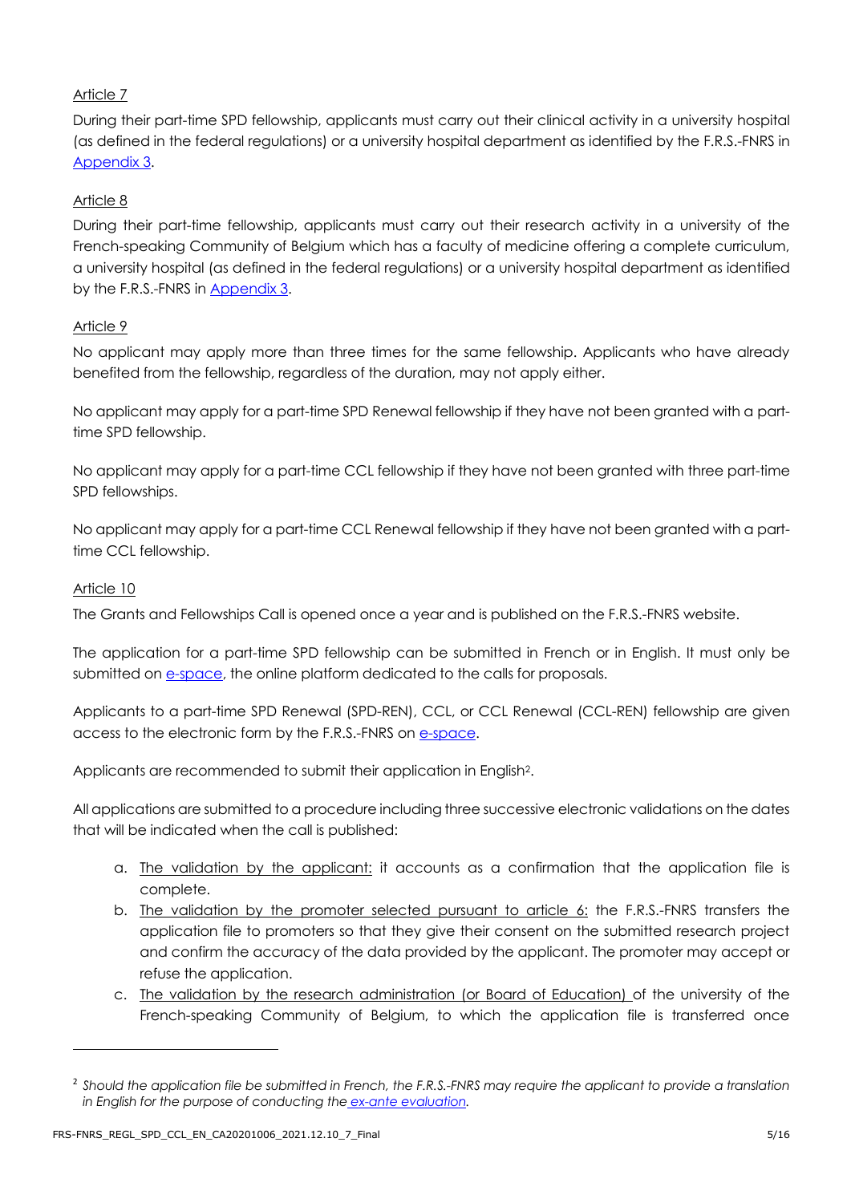Article 7

During their part-time SPD fellowship, applicants must carry out their clinical activity in a university hospital (as defined in the federal regulations) or a university hospital department as identified by the F.R.S.-FNRS in Appendix 3.

Article 8

During their part-time fellowship, applicants must carry out their research activity in a university of the French-speaking Community of Belgium which has a faculty of medicine offering a complete curriculum, a university hospital (as defined in the federal regulations) or a university hospital department as identified by the F.R.S.-FNRS in Appendix 3.

Article 9

No applicant may apply more than three times for the same fellowship. Applicants who have already benefited from the fellowship, regardless of the duration, may not apply either.

No applicant may apply for a part-time SPD Renewal fellowship if they have not been granted with a part-time SPD fellowship.

No applicant may apply for a part-time CCL fellowship if they have not been granted with three part-time SPD fellowships.

No applicant may apply for a part-time CCL Renewal fellowship if they have not been granted with a part-time CCL fellowship.

Article 10

The Grants and Fellowships Call is opened once a year and is published on the F.R.S.-FNRS website.

The application for a part-time SPD fellowship can be submitted in French or in English. It must only be submitted on e-space, the online platform dedicated to the calls for proposals.

Applicants to a part-time SPD Renewal (SPD-REN), CCL, or CCL Renewal (CCL-REN) fellowship are given access to the electronic form by the F.R.S.-FNRS on e-space.

Applicants are recommended to submit their application in English[2].

All applications are submitted to a procedure including three successive electronic validations on the dates that will be indicated when the call is published:

a. The validation by the applicant: it accounts as a confirmation that the application file is complete.
b. The validation by the promoter selected pursuant to article 6: the F.R.S.-FNRS transfers the application file to promoters so that they give their consent on the submitted research project and confirm the accuracy of the data provided by the applicant. The promoter may accept or refuse the application.
c. The validation by the research administration (or Board of Education) of the university of the French-speaking Community of Belgium, to which the application file is transferred once

[2] *Should the application file be submitted in French, the F.R.S.-FNRS may require the applicant to provide a translation in English for the purpose of conducting the ex-ante evaluation.*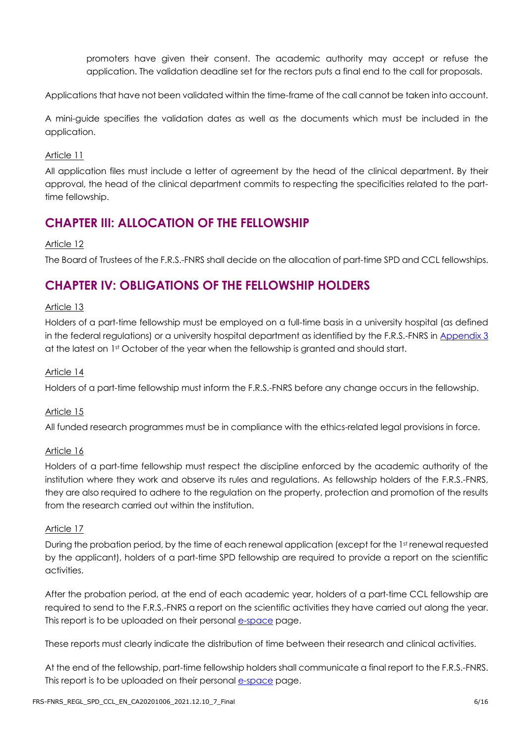promoters have given their consent. The academic authority may accept or refuse the application. The validation deadline set for the rectors puts a final end to the call for proposals.

Applications that have not been validated within the time-frame of the call cannot be taken into account.

A mini-guide specifies the validation dates as well as the documents which must be included in the application.

Article 11

All application files must include a letter of agreement by the head of the clinical department. By their approval, the head of the clinical department commits to respecting the specificities related to the part-time fellowship.

## CHAPTER III: ALLOCATION OF THE FELLOWSHIP

Article 12

The Board of Trustees of the F.R.S.-FNRS shall decide on the allocation of part-time SPD and CCL fellowships.

## CHAPTER IV: OBLIGATIONS OF THE FELLOWSHIP HOLDERS

Article 13

Holders of a part-time fellowship must be employed on a full-time basis in a university hospital (as defined in the federal regulations) or a university hospital department as identified by the F.R.S.-FNRS in Appendix 3 at the latest on 1st October of the year when the fellowship is granted and should start.

Article 14

Holders of a part-time fellowship must inform the F.R.S.-FNRS before any change occurs in the fellowship.

Article 15

All funded research programmes must be in compliance with the ethics-related legal provisions in force.

Article 16

Holders of a part-time fellowship must respect the discipline enforced by the academic authority of the institution where they work and observe its rules and regulations. As fellowship holders of the F.R.S.-FNRS, they are also required to adhere to the regulation on the property, protection and promotion of the results from the research carried out within the institution.

Article 17

During the probation period, by the time of each renewal application (except for the 1st renewal requested by the applicant), holders of a part-time SPD fellowship are required to provide a report on the scientific activities.

After the probation period, at the end of each academic year, holders of a part-time CCL fellowship are required to send to the F.R.S.-FNRS a report on the scientific activities they have carried out along the year. This report is to be uploaded on their personal e-space page.

These reports must clearly indicate the distribution of time between their research and clinical activities.

At the end of the fellowship, part-time fellowship holders shall communicate a final report to the F.R.S.-FNRS. This report is to be uploaded on their personal e-space page.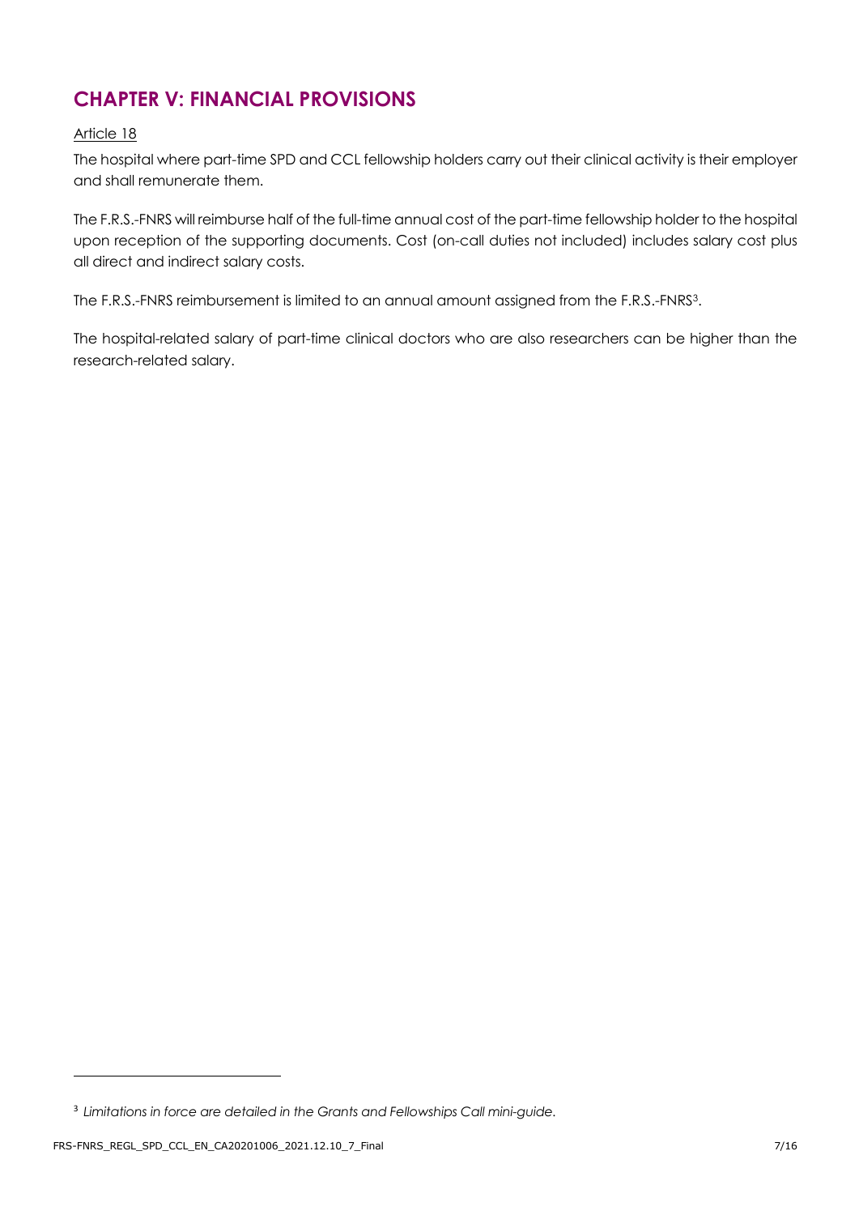## CHAPTER V: FINANCIAL PROVISIONS

Article 18

The hospital where part-time SPD and CCL fellowship holders carry out their clinical activity is their employer and shall remunerate them.

The F.R.S.-FNRS will reimburse half of the full-time annual cost of the part-time fellowship holder to the hospital upon reception of the supporting documents. Cost (on-call duties not included) includes salary cost plus all direct and indirect salary costs.

The F.R.S.-FNRS reimbursement is limited to an annual amount assigned from the F.R.S.-FNRS[3].

The hospital-related salary of part-time clinical doctors who are also researchers can be higher than the research-related salary.

[3] *Limitations in force are detailed in the Grants and Fellowships Call mini-guide.*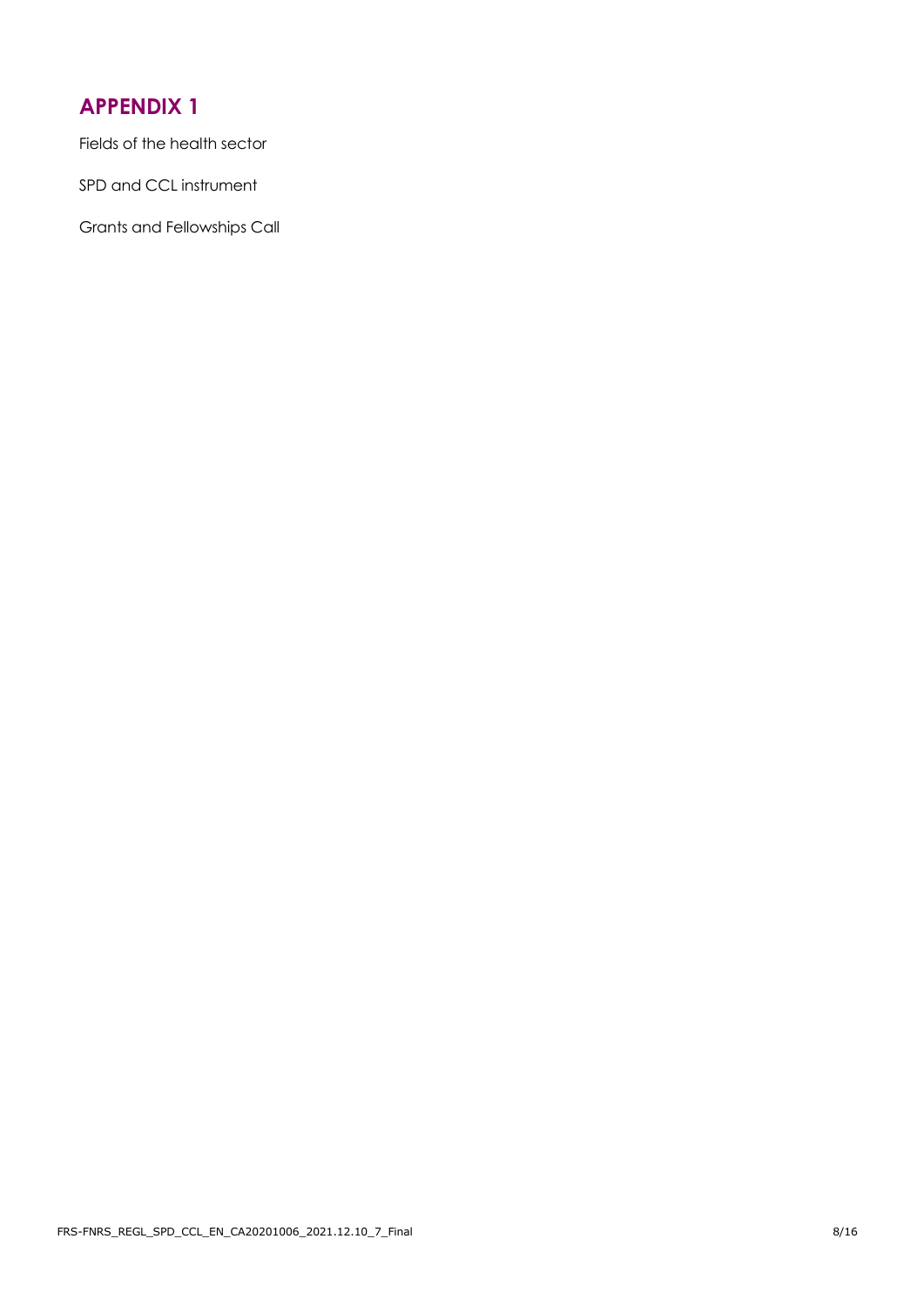## APPENDIX 1

Fields of the health sector

SPD and CCL instrument

Grants and Fellowships Call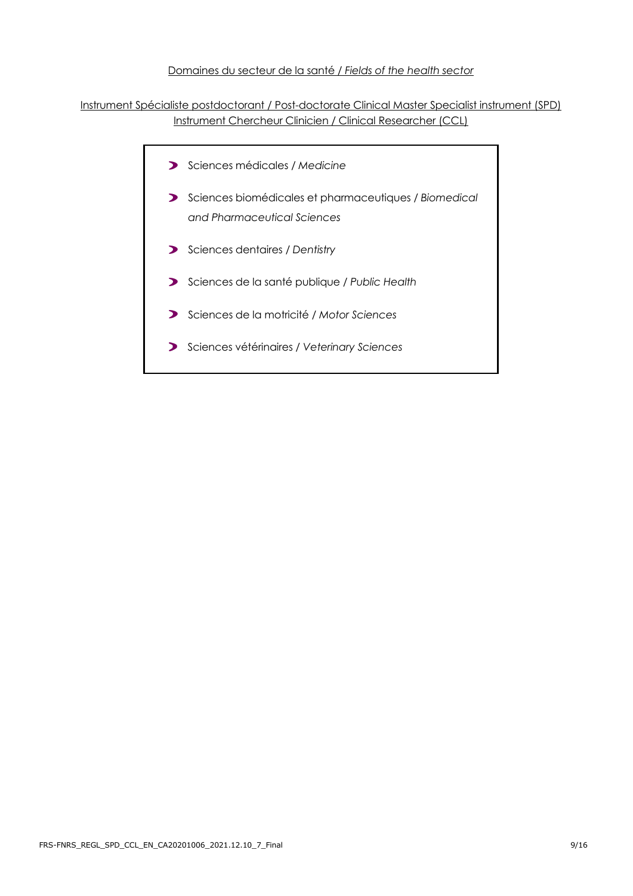Domaines du secteur de la santé / *Fields of the health sector*

Instrument Spécialiste postdoctorant / Post-doctorate Clinical Master Specialist instrument (SPD)
Instrument Chercheur Clinicien / Clinical Researcher (CCL)

- Sciences médicales / *Medicine*
- Sciences biomédicales et pharmaceutiques / *Biomedical and Pharmaceutical Sciences*
- Sciences dentaires / *Dentistry*
- Sciences de la santé publique / *Public Health*
- Sciences de la motricité / *Motor Sciences*
- Sciences vétérinaires / *Veterinary Sciences*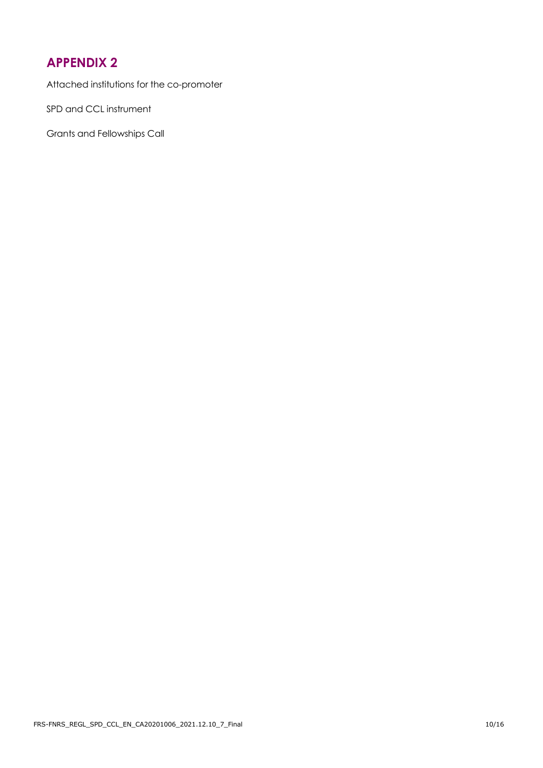# APPENDIX 2

Attached institutions for the co-promoter

SPD and CCL instrument

Grants and Fellowships Call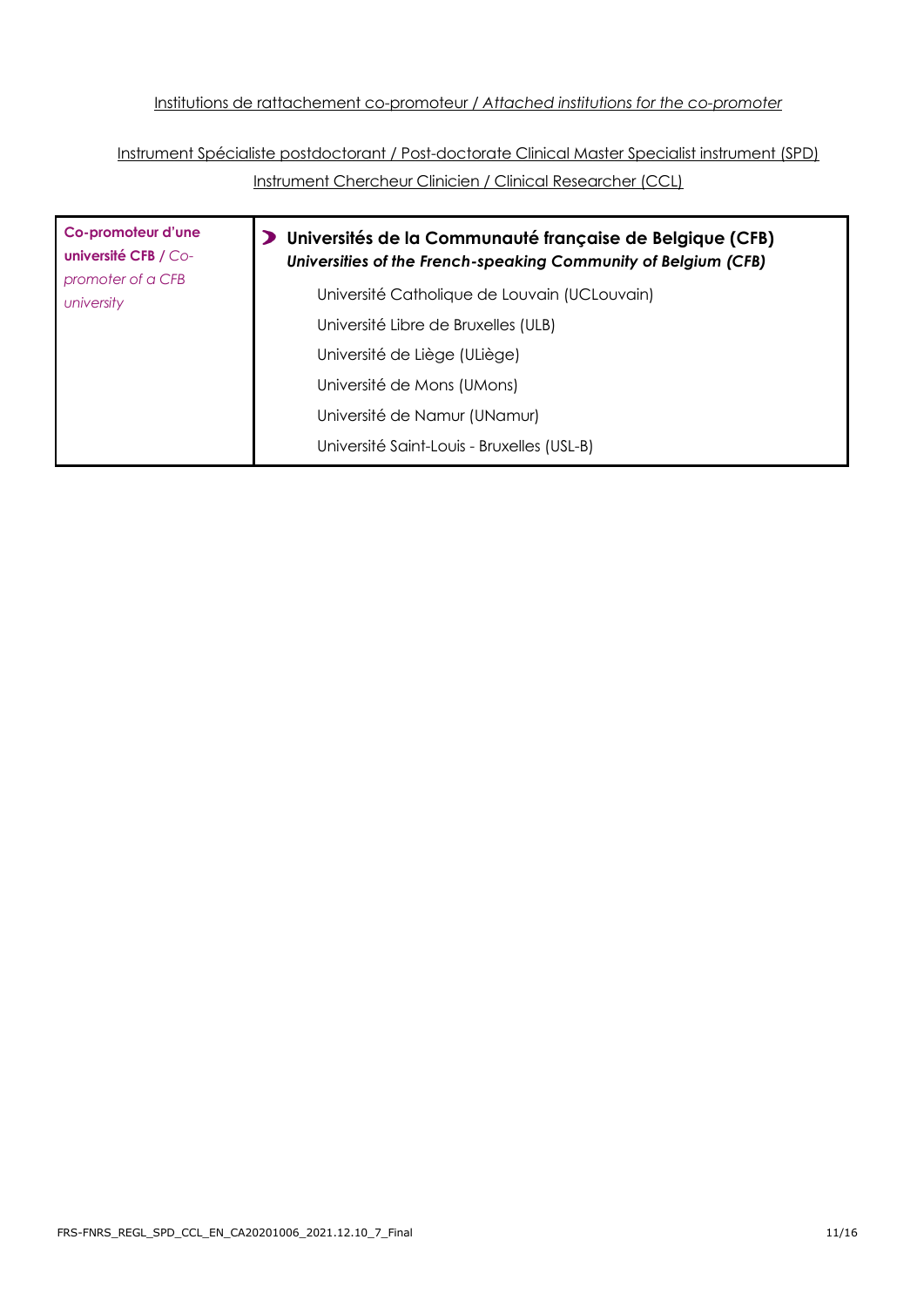<u>Institutions de rattachement co-promoteur / *Attached institutions for the co-promoter*</u>

<u>Instrument Spécialiste postdoctorant / Post-doctorate Clinical Master Specialist instrument (SPD)</u>

<u>Instrument Chercheur Clinicien / Clinical Researcher (CCL)</u>

| **Co-promoteur d'une université CFB** / *Co-promoter of a CFB university* | **Universités de la Communauté française de Belgique (CFB)**<br>***Universities of the French-speaking Community of Belgium (CFB)***<br>Université Catholique de Louvain (UCLouvain)<br>Université Libre de Bruxelles (ULB)<br>Université de Liège (ULiège)<br>Université de Mons (UMons)<br>Université de Namur (UNamur)<br>Université Saint-Louis - Bruxelles (USL-B) |
|---|---|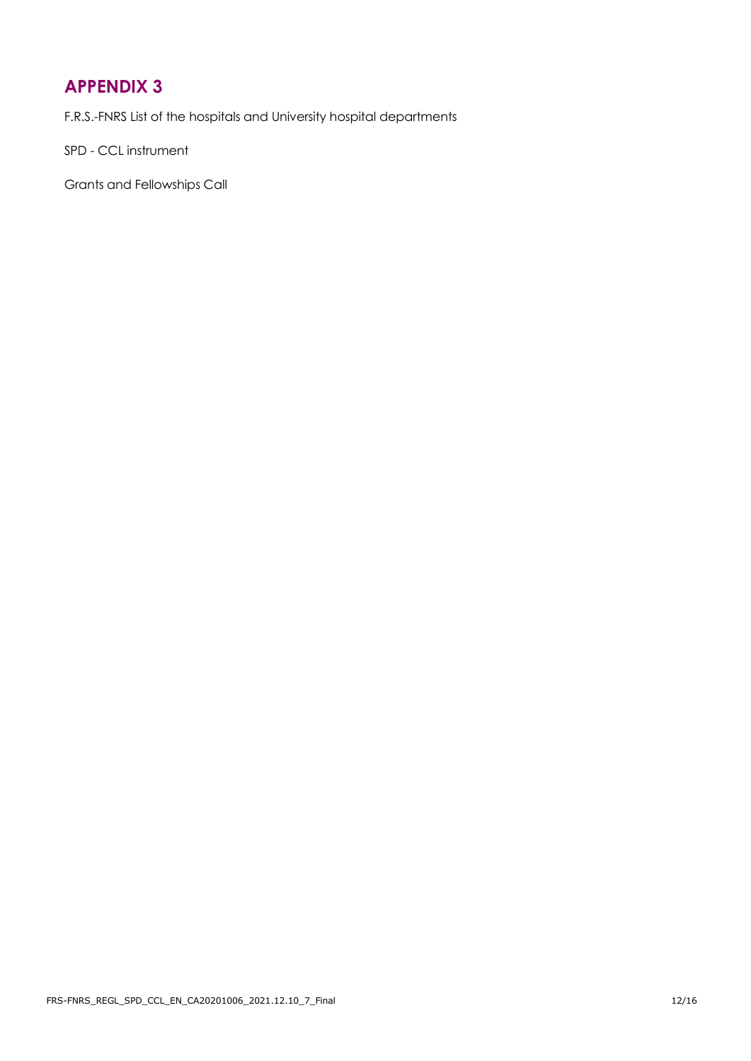# APPENDIX 3

F.R.S.-FNRS List of the hospitals and University hospital departments

SPD - CCL instrument

Grants and Fellowships Call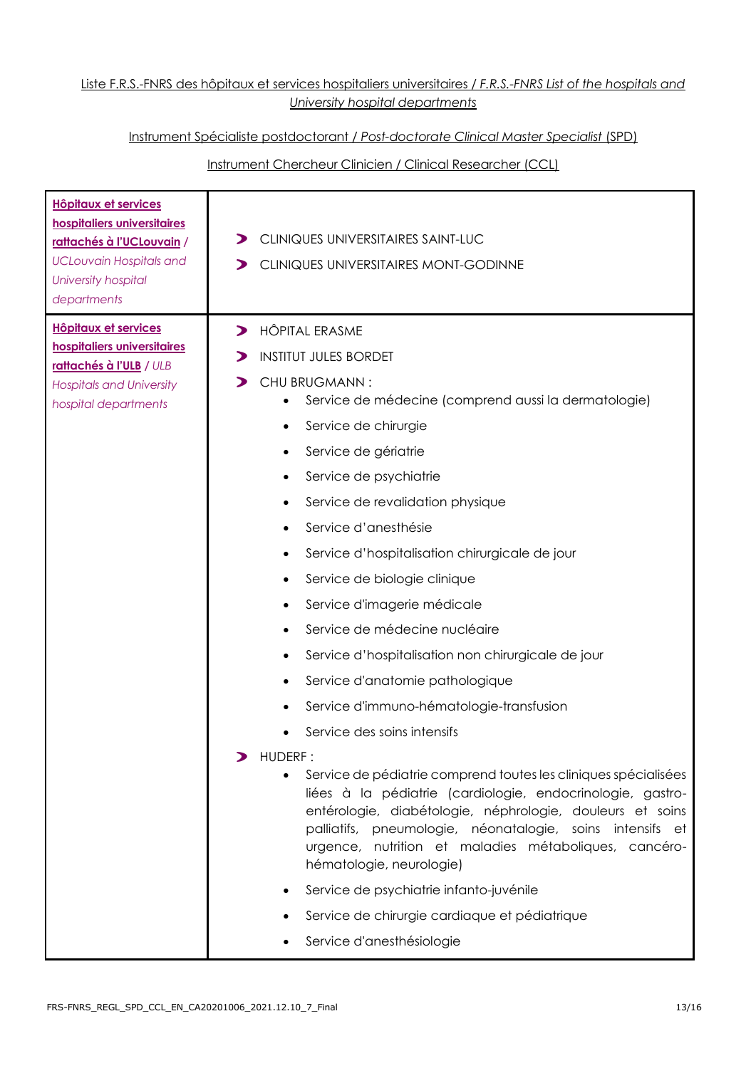Liste F.R.S.-FNRS des hôpitaux et services hospitaliers universitaires / *F.R.S.-FNRS List of the hospitals and University hospital departments*

Instrument Spécialiste postdoctorant / *Post-doctorate Clinical Master Specialist* (SPD)

Instrument Chercheur Clinicien / Clinical Researcher (CCL)

| | |
|---|---|
| **Hôpitaux et services hospitaliers universitaires rattachés à l'UCLouvain** / *UCLouvain Hospitals and University hospital departments* | ➤ CLINIQUES UNIVERSITAIRES SAINT-LUC<br>➤ CLINIQUES UNIVERSITAIRES MONT-GODINNE |
| **Hôpitaux et services hospitaliers universitaires rattachés à l'ULB** / *ULB Hospitals and University hospital departments* | ➤ HÔPITAL ERASME<br>➤ INSTITUT JULES BORDET<br>➤ CHU BRUGMANN :<br>• Service de médecine (comprend aussi la dermatologie)<br>• Service de chirurgie<br>• Service de gériatrie<br>• Service de psychiatrie<br>• Service de revalidation physique<br>• Service d'anesthésie<br>• Service d'hospitalisation chirurgicale de jour<br>• Service de biologie clinique<br>• Service d'imagerie médicale<br>• Service de médecine nucléaire<br>• Service d'hospitalisation non chirurgicale de jour<br>• Service d'anatomie pathologique<br>• Service d'immuno-hématologie-transfusion<br>• Service des soins intensifs<br>➤ HUDERF :<br>• Service de pédiatrie comprend toutes les cliniques spécialisées liées à la pédiatrie (cardiologie, endocrinologie, gastro-entérologie, diabétologie, néphrologie, douleurs et soins palliatifs, pneumologie, néonatalogie, soins intensifs et urgence, nutrition et maladies métaboliques, cancéro-hématologie, neurologie)<br>• Service de psychiatrie infanto-juvénile<br>• Service de chirurgie cardiaque et pédiatrique<br>• Service d'anesthésiologie |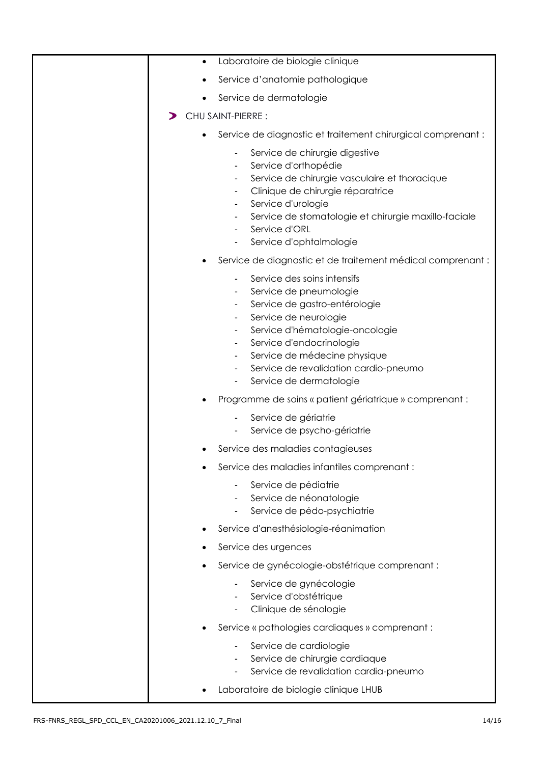| | |
|---|---|
| | • Laboratoire de biologie clinique<br>• Service d'anatomie pathologique<br>• Service de dermatologie<br><br>› CHU SAINT-PIERRE :<br><br>• Service de diagnostic et traitement chirurgical comprenant :<br>  - Service de chirurgie digestive<br>  - Service d'orthopédie<br>  - Service de chirurgie vasculaire et thoracique<br>  - Clinique de chirurgie réparatrice<br>  - Service d'urologie<br>  - Service de stomatologie et chirurgie maxillo-faciale<br>  - Service d'ORL<br>  - Service d'ophtalmologie<br>• Service de diagnostic et de traitement médical comprenant :<br>  - Service des soins intensifs<br>  - Service de pneumologie<br>  - Service de gastro-entérologie<br>  - Service de neurologie<br>  - Service d'hématologie-oncologie<br>  - Service d'endocrinologie<br>  - Service de médecine physique<br>  - Service de revalidation cardio-pneumo<br>  - Service de dermatologie<br>• Programme de soins « patient gériatrique » comprenant :<br>  - Service de gériatrie<br>  - Service de psycho-gériatrie<br>• Service des maladies contagieuses<br>• Service des maladies infantiles comprenant :<br>  - Service de pédiatrie<br>  - Service de néonatologie<br>  - Service de pédo-psychiatrie<br>• Service d'anesthésiologie-réanimation<br>• Service des urgences<br>• Service de gynécologie-obstétrique comprenant :<br>  - Service de gynécologie<br>  - Service d'obstétrique<br>  - Clinique de sénologie<br>• Service « pathologies cardiaques » comprenant :<br>  - Service de cardiologie<br>  - Service de chirurgie cardiaque<br>  - Service de revalidation cardia-pneumo<br>• Laboratoire de biologie clinique LHUB |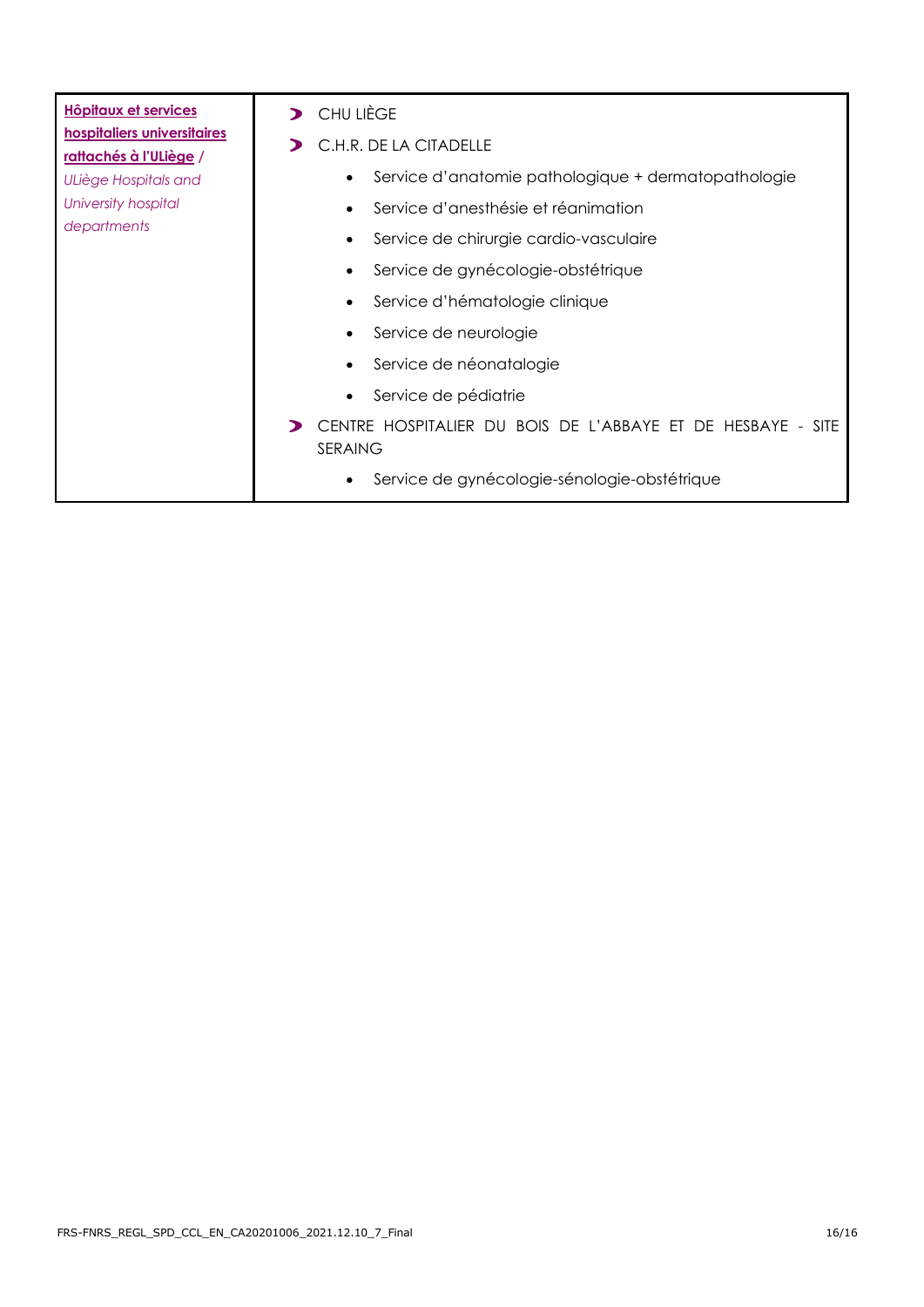| | |
|---|---|
| **Hôpitaux et services hospitaliers universitaires rattachés à l'ULiège** / *ULiège Hospitals and University hospital departments* | › CHU LIÈGE<br>› C.H.R. DE LA CITADELLE<br>• Service d'anatomie pathologique + dermatopathologie<br>• Service d'anesthésie et réanimation<br>• Service de chirurgie cardio-vasculaire<br>• Service de gynécologie-obstétrique<br>• Service d'hématologie clinique<br>• Service de neurologie<br>• Service de néonatalogie<br>• Service de pédiatrie<br>› CENTRE HOSPITALIER DU BOIS DE L'ABBAYE ET DE HESBAYE - SITE SERAING<br>• Service de gynécologie-sénologie-obstétrique |